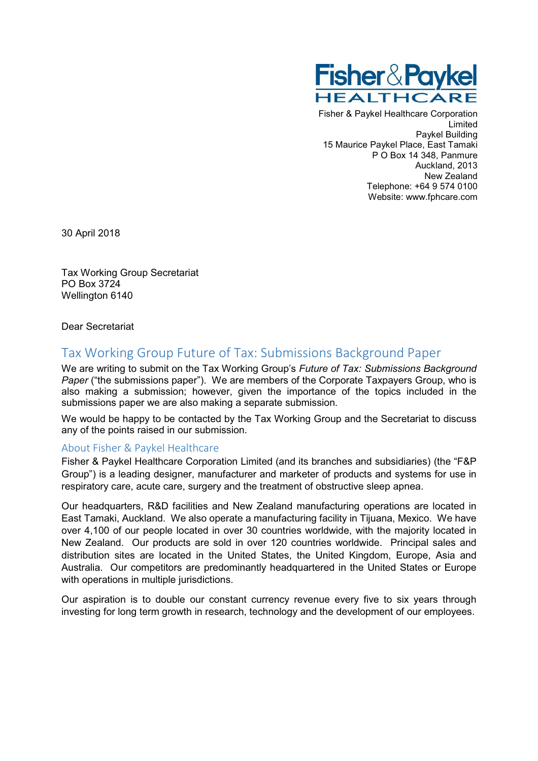Fisher & Paykel HEALTHCARE

Fisher & Paykel Healthcare Corporation Limited
Paykel Building
15 Maurice Paykel Place, East Tamaki
P O Box 14 348, Panmure
Auckland, 2013
New Zealand
Telephone: +64 9 574 0100
Website: www.fphcare.com

30 April 2018

Tax Working Group Secretariat
PO Box 3724
Wellington 6140

Dear Secretariat

## Tax Working Group Future of Tax: Submissions Background Paper

We are writing to submit on the Tax Working Group's *Future of Tax: Submissions Background Paper* ("the submissions paper"). We are members of the Corporate Taxpayers Group, who is also making a submission; however, given the importance of the topics included in the submissions paper we are also making a separate submission.

We would be happy to be contacted by the Tax Working Group and the Secretariat to discuss any of the points raised in our submission.

### About Fisher & Paykel Healthcare

Fisher & Paykel Healthcare Corporation Limited (and its branches and subsidiaries) (the "F&P Group") is a leading designer, manufacturer and marketer of products and systems for use in respiratory care, acute care, surgery and the treatment of obstructive sleep apnea.

Our headquarters, R&D facilities and New Zealand manufacturing operations are located in East Tamaki, Auckland. We also operate a manufacturing facility in Tijuana, Mexico. We have over 4,100 of our people located in over 30 countries worldwide, with the majority located in New Zealand. Our products are sold in over 120 countries worldwide. Principal sales and distribution sites are located in the United States, the United Kingdom, Europe, Asia and Australia. Our competitors are predominantly headquartered in the United States or Europe with operations in multiple jurisdictions.

Our aspiration is to double our constant currency revenue every five to six years through investing for long term growth in research, technology and the development of our employees.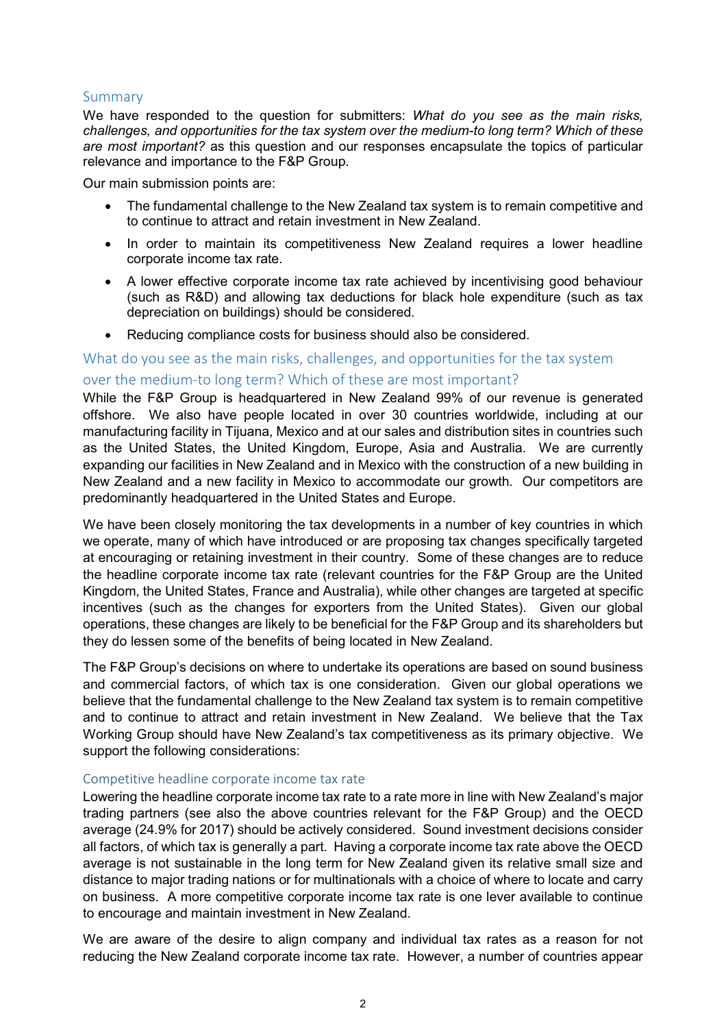## Summary

We have responded to the question for submitters: *What do you see as the main risks, challenges, and opportunities for the tax system over the medium-to long term? Which of these are most important?* as this question and our responses encapsulate the topics of particular relevance and importance to the F&P Group.

Our main submission points are:

- The fundamental challenge to the New Zealand tax system is to remain competitive and to continue to attract and retain investment in New Zealand.
- In order to maintain its competitiveness New Zealand requires a lower headline corporate income tax rate.
- A lower effective corporate income tax rate achieved by incentivising good behaviour (such as R&D) and allowing tax deductions for black hole expenditure (such as tax depreciation on buildings) should be considered.
- Reducing compliance costs for business should also be considered.

## What do you see as the main risks, challenges, and opportunities for the tax system over the medium-to long term? Which of these are most important?

While the F&P Group is headquartered in New Zealand 99% of our revenue is generated offshore. We also have people located in over 30 countries worldwide, including at our manufacturing facility in Tijuana, Mexico and at our sales and distribution sites in countries such as the United States, the United Kingdom, Europe, Asia and Australia. We are currently expanding our facilities in New Zealand and in Mexico with the construction of a new building in New Zealand and a new facility in Mexico to accommodate our growth. Our competitors are predominantly headquartered in the United States and Europe.

We have been closely monitoring the tax developments in a number of key countries in which we operate, many of which have introduced or are proposing tax changes specifically targeted at encouraging or retaining investment in their country. Some of these changes are to reduce the headline corporate income tax rate (relevant countries for the F&P Group are the United Kingdom, the United States, France and Australia), while other changes are targeted at specific incentives (such as the changes for exporters from the United States). Given our global operations, these changes are likely to be beneficial for the F&P Group and its shareholders but they do lessen some of the benefits of being located in New Zealand.

The F&P Group's decisions on where to undertake its operations are based on sound business and commercial factors, of which tax is one consideration. Given our global operations we believe that the fundamental challenge to the New Zealand tax system is to remain competitive and to continue to attract and retain investment in New Zealand. We believe that the Tax Working Group should have New Zealand's tax competitiveness as its primary objective. We support the following considerations:

### Competitive headline corporate income tax rate

Lowering the headline corporate income tax rate to a rate more in line with New Zealand's major trading partners (see also the above countries relevant for the F&P Group) and the OECD average (24.9% for 2017) should be actively considered. Sound investment decisions consider all factors, of which tax is generally a part. Having a corporate income tax rate above the OECD average is not sustainable in the long term for New Zealand given its relative small size and distance to major trading nations or for multinationals with a choice of where to locate and carry on business. A more competitive corporate income tax rate is one lever available to continue to encourage and maintain investment in New Zealand.

We are aware of the desire to align company and individual tax rates as a reason for not reducing the New Zealand corporate income tax rate. However, a number of countries appear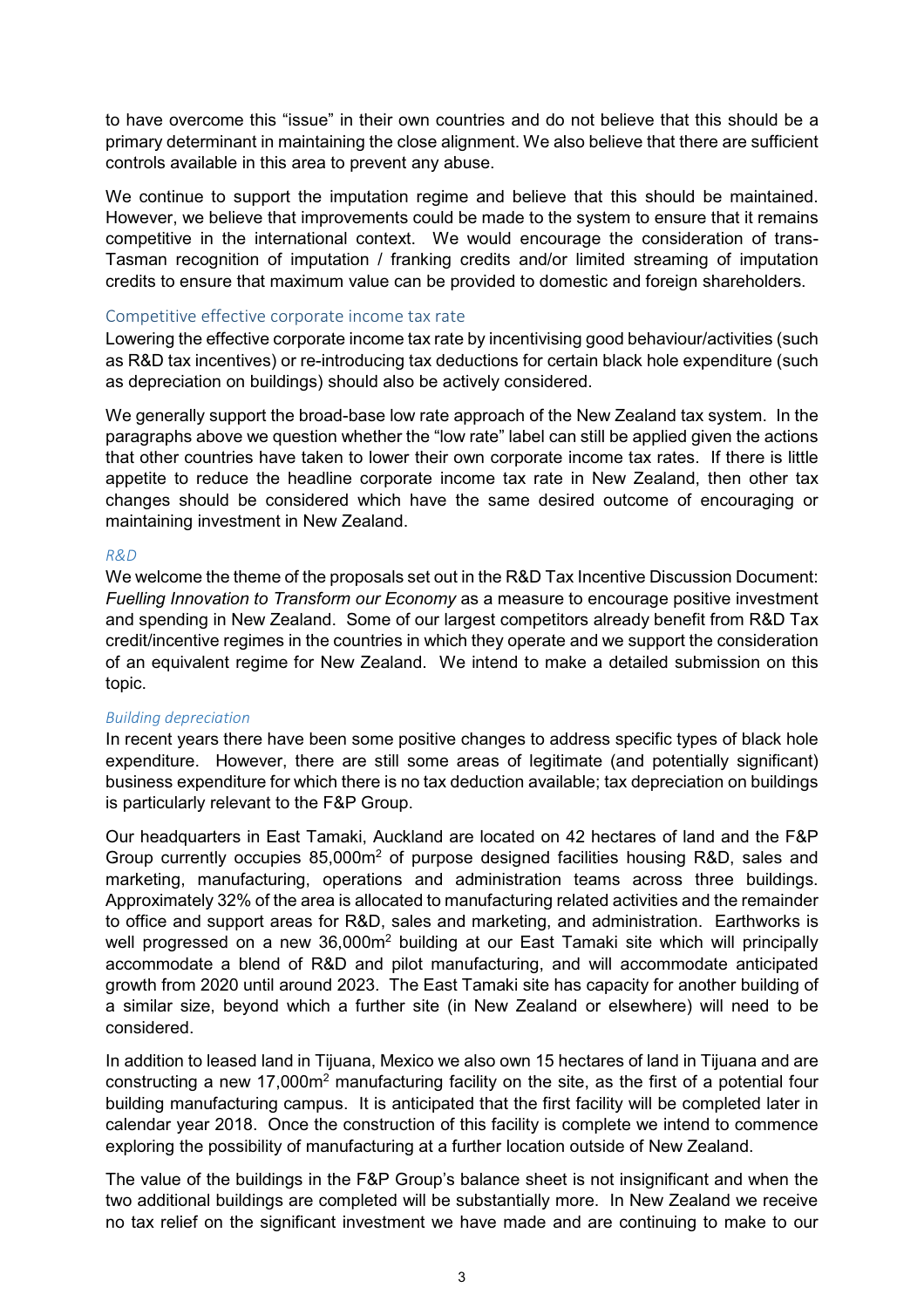to have overcome this "issue" in their own countries and do not believe that this should be a primary determinant in maintaining the close alignment. We also believe that there are sufficient controls available in this area to prevent any abuse.

We continue to support the imputation regime and believe that this should be maintained. However, we believe that improvements could be made to the system to ensure that it remains competitive in the international context. We would encourage the consideration of trans-Tasman recognition of imputation / franking credits and/or limited streaming of imputation credits to ensure that maximum value can be provided to domestic and foreign shareholders.

## Competitive effective corporate income tax rate

Lowering the effective corporate income tax rate by incentivising good behaviour/activities (such as R&D tax incentives) or re-introducing tax deductions for certain black hole expenditure (such as depreciation on buildings) should also be actively considered.

We generally support the broad-base low rate approach of the New Zealand tax system. In the paragraphs above we question whether the "low rate" label can still be applied given the actions that other countries have taken to lower their own corporate income tax rates. If there is little appetite to reduce the headline corporate income tax rate in New Zealand, then other tax changes should be considered which have the same desired outcome of encouraging or maintaining investment in New Zealand.

### *R&D*

We welcome the theme of the proposals set out in the R&D Tax Incentive Discussion Document: *Fuelling Innovation to Transform our Economy* as a measure to encourage positive investment and spending in New Zealand. Some of our largest competitors already benefit from R&D Tax credit/incentive regimes in the countries in which they operate and we support the consideration of an equivalent regime for New Zealand. We intend to make a detailed submission on this topic.

### *Building depreciation*

In recent years there have been some positive changes to address specific types of black hole expenditure. However, there are still some areas of legitimate (and potentially significant) business expenditure for which there is no tax deduction available; tax depreciation on buildings is particularly relevant to the F&P Group.

Our headquarters in East Tamaki, Auckland are located on 42 hectares of land and the F&P Group currently occupies 85,000m$^2$ of purpose designed facilities housing R&D, sales and marketing, manufacturing, operations and administration teams across three buildings. Approximately 32% of the area is allocated to manufacturing related activities and the remainder to office and support areas for R&D, sales and marketing, and administration. Earthworks is well progressed on a new 36,000m$^2$ building at our East Tamaki site which will principally accommodate a blend of R&D and pilot manufacturing, and will accommodate anticipated growth from 2020 until around 2023. The East Tamaki site has capacity for another building of a similar size, beyond which a further site (in New Zealand or elsewhere) will need to be considered.

In addition to leased land in Tijuana, Mexico we also own 15 hectares of land in Tijuana and are constructing a new 17,000m$^2$ manufacturing facility on the site, as the first of a potential four building manufacturing campus. It is anticipated that the first facility will be completed later in calendar year 2018. Once the construction of this facility is complete we intend to commence exploring the possibility of manufacturing at a further location outside of New Zealand.

The value of the buildings in the F&P Group's balance sheet is not insignificant and when the two additional buildings are completed will be substantially more. In New Zealand we receive no tax relief on the significant investment we have made and are continuing to make to our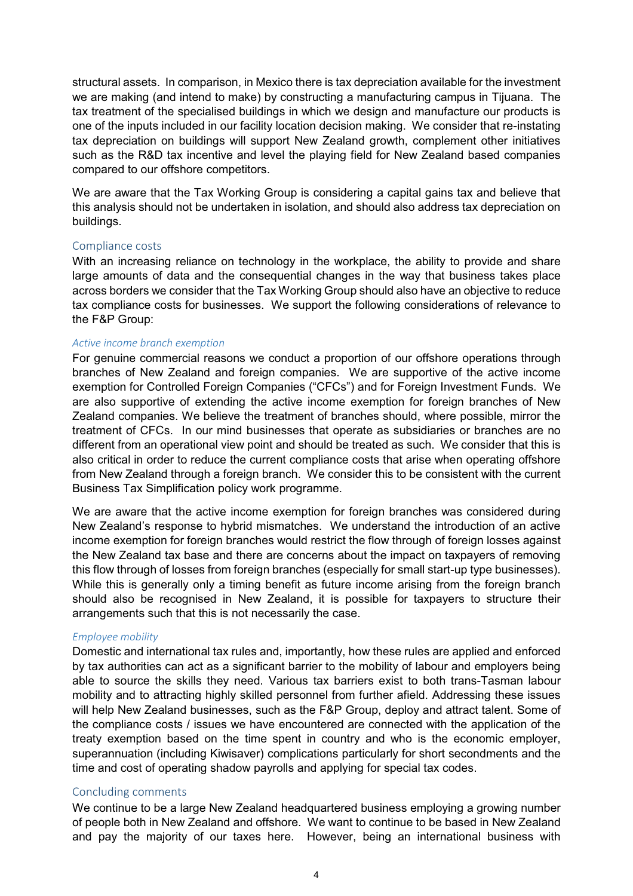structural assets. In comparison, in Mexico there is tax depreciation available for the investment we are making (and intend to make) by constructing a manufacturing campus in Tijuana. The tax treatment of the specialised buildings in which we design and manufacture our products is one of the inputs included in our facility location decision making. We consider that re-instating tax depreciation on buildings will support New Zealand growth, complement other initiatives such as the R&D tax incentive and level the playing field for New Zealand based companies compared to our offshore competitors.

We are aware that the Tax Working Group is considering a capital gains tax and believe that this analysis should not be undertaken in isolation, and should also address tax depreciation on buildings.

## Compliance costs

With an increasing reliance on technology in the workplace, the ability to provide and share large amounts of data and the consequential changes in the way that business takes place across borders we consider that the Tax Working Group should also have an objective to reduce tax compliance costs for businesses. We support the following considerations of relevance to the F&P Group:

### *Active income branch exemption*

For genuine commercial reasons we conduct a proportion of our offshore operations through branches of New Zealand and foreign companies. We are supportive of the active income exemption for Controlled Foreign Companies ("CFCs") and for Foreign Investment Funds. We are also supportive of extending the active income exemption for foreign branches of New Zealand companies. We believe the treatment of branches should, where possible, mirror the treatment of CFCs. In our mind businesses that operate as subsidiaries or branches are no different from an operational view point and should be treated as such. We consider that this is also critical in order to reduce the current compliance costs that arise when operating offshore from New Zealand through a foreign branch. We consider this to be consistent with the current Business Tax Simplification policy work programme.

We are aware that the active income exemption for foreign branches was considered during New Zealand's response to hybrid mismatches. We understand the introduction of an active income exemption for foreign branches would restrict the flow through of foreign losses against the New Zealand tax base and there are concerns about the impact on taxpayers of removing this flow through of losses from foreign branches (especially for small start-up type businesses). While this is generally only a timing benefit as future income arising from the foreign branch should also be recognised in New Zealand, it is possible for taxpayers to structure their arrangements such that this is not necessarily the case.

### *Employee mobility*

Domestic and international tax rules and, importantly, how these rules are applied and enforced by tax authorities can act as a significant barrier to the mobility of labour and employers being able to source the skills they need. Various tax barriers exist to both trans-Tasman labour mobility and to attracting highly skilled personnel from further afield. Addressing these issues will help New Zealand businesses, such as the F&P Group, deploy and attract talent. Some of the compliance costs / issues we have encountered are connected with the application of the treaty exemption based on the time spent in country and who is the economic employer, superannuation (including Kiwisaver) complications particularly for short secondments and the time and cost of operating shadow payrolls and applying for special tax codes.

## Concluding comments

We continue to be a large New Zealand headquartered business employing a growing number of people both in New Zealand and offshore. We want to continue to be based in New Zealand and pay the majority of our taxes here. However, being an international business with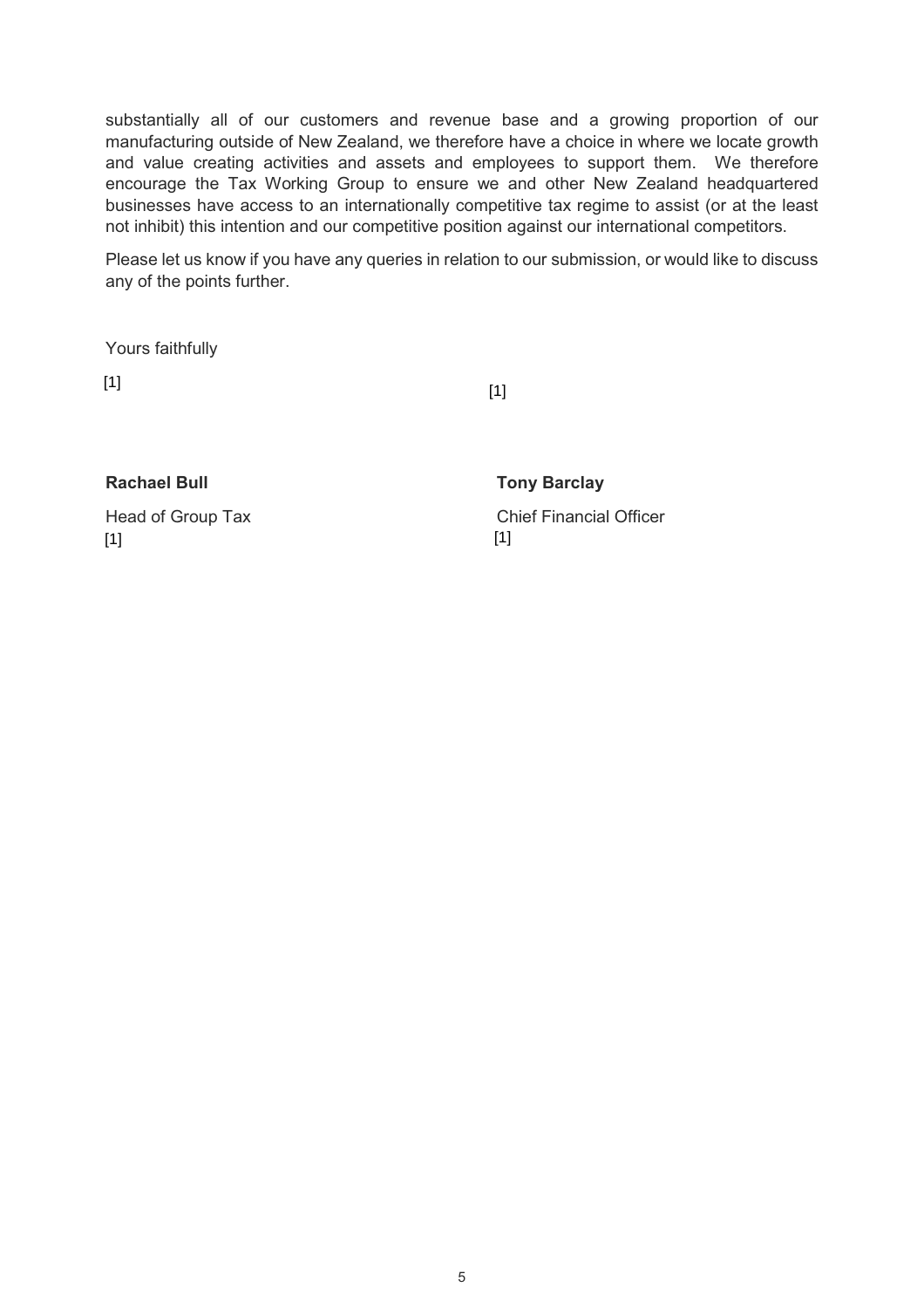substantially all of our customers and revenue base and a growing proportion of our manufacturing outside of New Zealand, we therefore have a choice in where we locate growth and value creating activities and assets and employees to support them. We therefore encourage the Tax Working Group to ensure we and other New Zealand headquartered businesses have access to an internationally competitive tax regime to assist (or at the least not inhibit) this intention and our competitive position against our international competitors.

Please let us know if you have any queries in relation to our submission, or would like to discuss any of the points further.

Yours faithfully

[1] [1]

**Rachael Bull**

Head of Group Tax
[1]

**Tony Barclay**

Chief Financial Officer
[1]